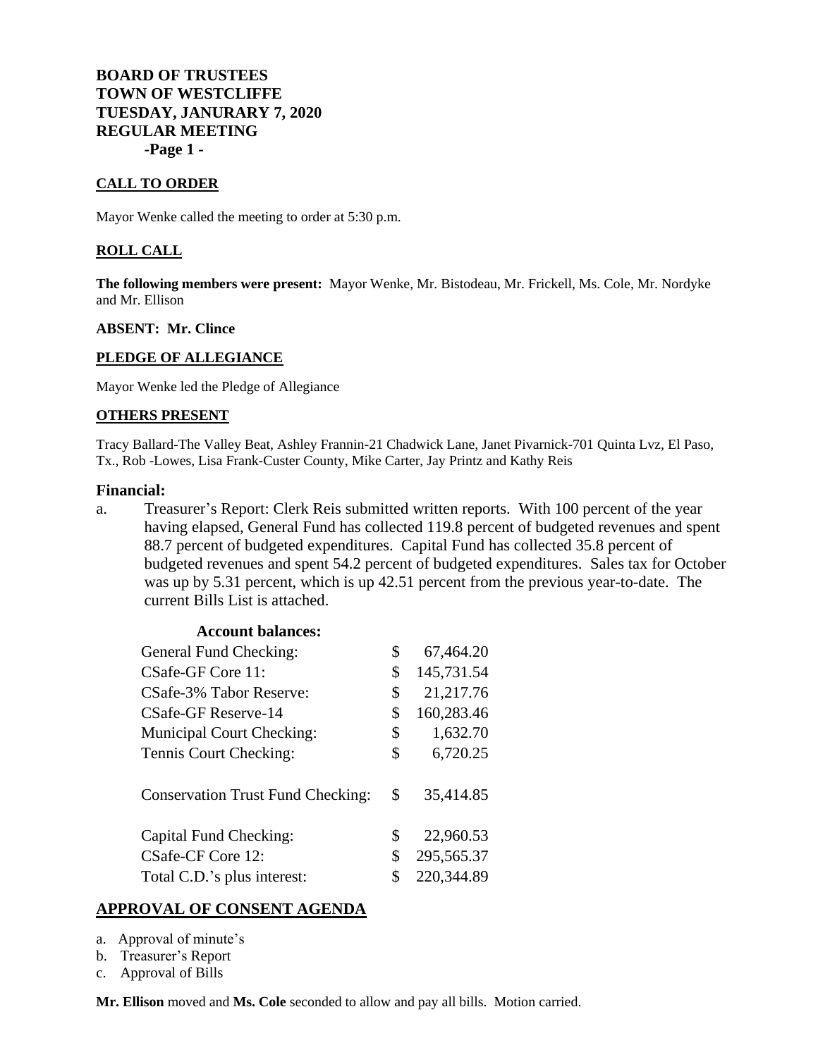# BOARD OF TRUSTEES
# TOWN OF WESTCLIFFE
# TUESDAY, JANURARY 7, 2020
# REGULAR MEETING

**-Page 1 -**

## CALL TO ORDER

Mayor Wenke called the meeting to order at 5:30 p.m.

## ROLL CALL

**The following members were present:** Mayor Wenke, Mr. Bistodeau, Mr. Frickell, Ms. Cole, Mr. Nordyke and Mr. Ellison

**ABSENT: Mr. Clince**

## PLEDGE OF ALLEGIANCE

Mayor Wenke led the Pledge of Allegiance

## OTHERS PRESENT

Tracy Ballard-The Valley Beat, Ashley Frannin-21 Chadwick Lane, Janet Pivarnick-701 Quinta Lvz, El Paso, Tx., Rob -Lowes, Lisa Frank-Custer County, Mike Carter, Jay Printz and Kathy Reis

## Financial:

a. Treasurer's Report: Clerk Reis submitted written reports. With 100 percent of the year having elapsed, General Fund has collected 119.8 percent of budgeted revenues and spent 88.7 percent of budgeted expenditures. Capital Fund has collected 35.8 percent of budgeted revenues and spent 54.2 percent of budgeted expenditures. Sales tax for October was up by 5.31 percent, which is up 42.51 percent from the previous year-to-date. The current Bills List is attached.

**Account balances:**

| Account | | Balance |
|---|---|---|
| General Fund Checking: | $ | 67,464.20 |
| CSafe-GF Core 11: | $ | 145,731.54 |
| CSafe-3% Tabor Reserve: | $ | 21,217.76 |
| CSafe-GF Reserve-14 | $ | 160,283.46 |
| Municipal Court Checking: | $ | 1,632.70 |
| Tennis Court Checking: | $ | 6,720.25 |
| Conservation Trust Fund Checking: | $ | 35,414.85 |
| Capital Fund Checking: | $ | 22,960.53 |
| CSafe-CF Core 12: | $ | 295,565.37 |
| Total C.D.'s plus interest: | $ | 220,344.89 |

## APPROVAL OF CONSENT AGENDA

a. Approval of minute's
b. Treasurer's Report
c. Approval of Bills

**Mr. Ellison** moved and **Ms. Cole** seconded to allow and pay all bills. Motion carried.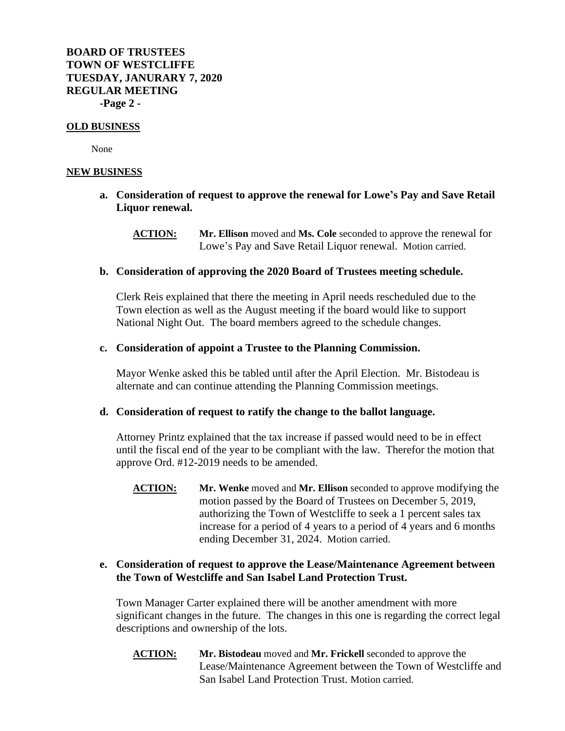**BOARD OF TRUSTEES**
**TOWN OF WESTCLIFFE**
**TUESDAY, JANURARY 7, 2020**
**REGULAR MEETING**
**-Page 2 -**

**OLD BUSINESS**

None

**NEW BUSINESS**

**a. Consideration of request to approve the renewal for Lowe's Pay and Save Retail Liquor renewal.**

**ACTION:** **Mr. Ellison** moved and **Ms. Cole** seconded to approve the renewal for Lowe's Pay and Save Retail Liquor renewal. Motion carried.

**b. Consideration of approving the 2020 Board of Trustees meeting schedule.**

Clerk Reis explained that there the meeting in April needs rescheduled due to the Town election as well as the August meeting if the board would like to support National Night Out. The board members agreed to the schedule changes.

**c. Consideration of appoint a Trustee to the Planning Commission.**

Mayor Wenke asked this be tabled until after the April Election. Mr. Bistodeau is alternate and can continue attending the Planning Commission meetings.

**d. Consideration of request to ratify the change to the ballot language.**

Attorney Printz explained that the tax increase if passed would need to be in effect until the fiscal end of the year to be compliant with the law. Therefor the motion that approve Ord. #12-2019 needs to be amended.

**ACTION:** **Mr. Wenke** moved and **Mr. Ellison** seconded to approve modifying the motion passed by the Board of Trustees on December 5, 2019, authorizing the Town of Westcliffe to seek a 1 percent sales tax increase for a period of 4 years to a period of 4 years and 6 months ending December 31, 2024. Motion carried.

**e. Consideration of request to approve the Lease/Maintenance Agreement between the Town of Westcliffe and San Isabel Land Protection Trust.**

Town Manager Carter explained there will be another amendment with more significant changes in the future. The changes in this one is regarding the correct legal descriptions and ownership of the lots.

**ACTION:** **Mr. Bistodeau** moved and **Mr. Frickell** seconded to approve the Lease/Maintenance Agreement between the Town of Westcliffe and San Isabel Land Protection Trust. Motion carried.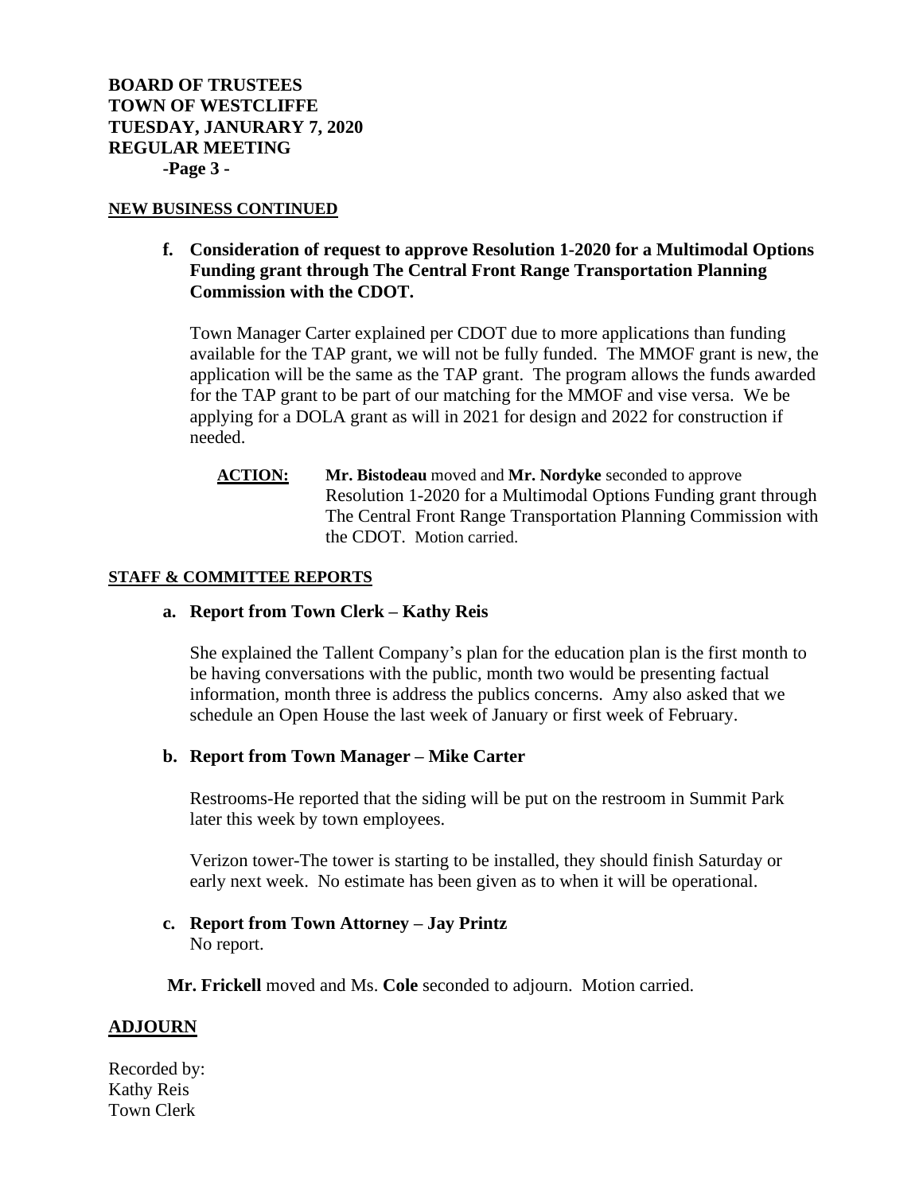**BOARD OF TRUSTEES**
**TOWN OF WESTCLIFFE**
**TUESDAY, JANURARY 7, 2020**
**REGULAR MEETING**
**-Page 3 -**

**NEW BUSINESS CONTINUED**

**f. Consideration of request to approve Resolution 1-2020 for a Multimodal Options Funding grant through The Central Front Range Transportation Planning Commission with the CDOT.**

Town Manager Carter explained per CDOT due to more applications than funding available for the TAP grant, we will not be fully funded. The MMOF grant is new, the application will be the same as the TAP grant. The program allows the funds awarded for the TAP grant to be part of our matching for the MMOF and vise versa. We be applying for a DOLA grant as will in 2021 for design and 2022 for construction if needed.

**ACTION:** **Mr. Bistodeau** moved and **Mr. Nordyke** seconded to approve Resolution 1-2020 for a Multimodal Options Funding grant through The Central Front Range Transportation Planning Commission with the CDOT. Motion carried.

**STAFF & COMMITTEE REPORTS**

**a. Report from Town Clerk – Kathy Reis**

She explained the Tallent Company's plan for the education plan is the first month to be having conversations with the public, month two would be presenting factual information, month three is address the publics concerns. Amy also asked that we schedule an Open House the last week of January or first week of February.

**b. Report from Town Manager – Mike Carter**

Restrooms-He reported that the siding will be put on the restroom in Summit Park later this week by town employees.

Verizon tower-The tower is starting to be installed, they should finish Saturday or early next week. No estimate has been given as to when it will be operational.

**c. Report from Town Attorney – Jay Printz**
No report.

**Mr. Frickell** moved and Ms. **Cole** seconded to adjourn. Motion carried.

**ADJOURN**

Recorded by:
Kathy Reis
Town Clerk